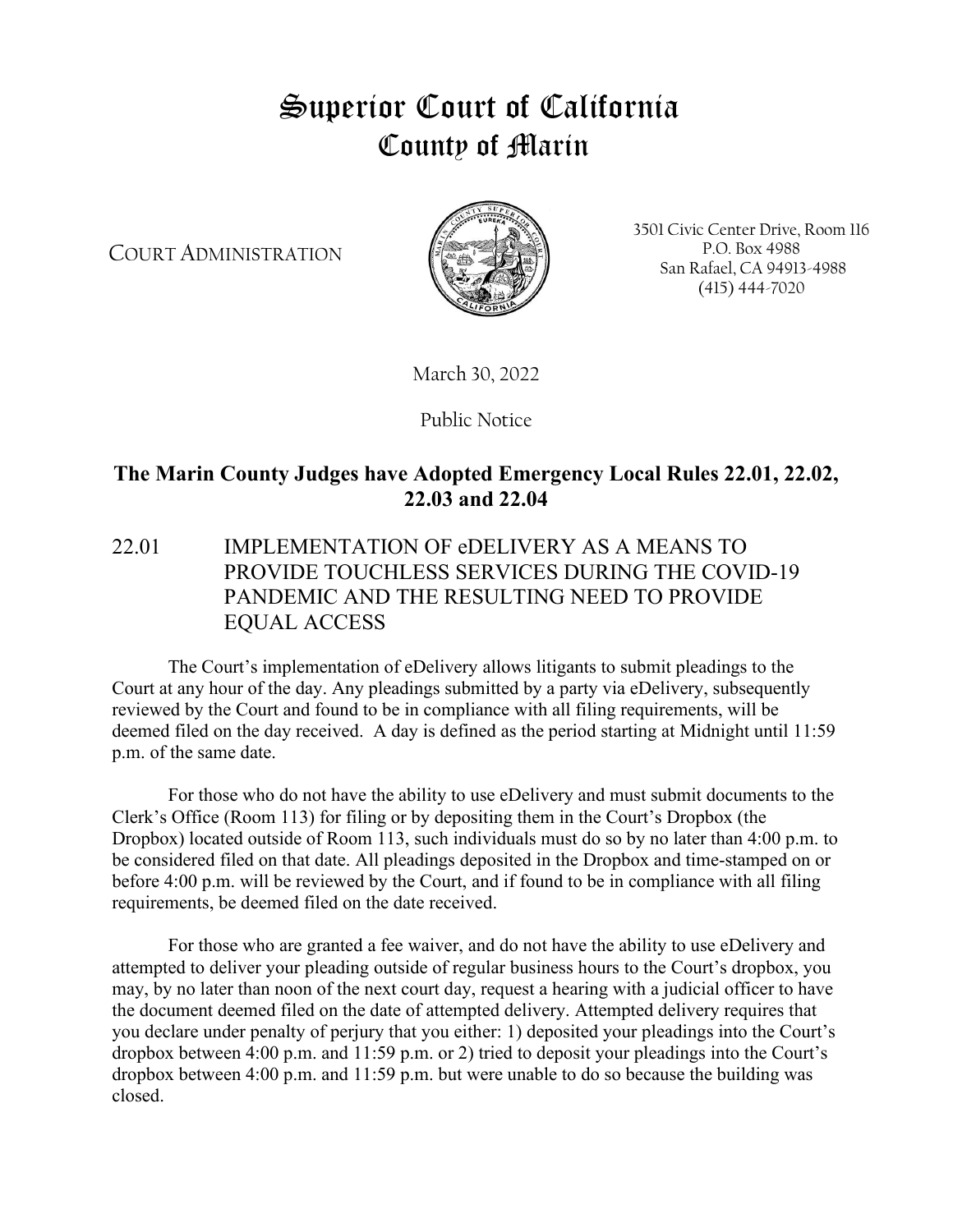# Superior Court of California
# County of Marin

COURT ADMINISTRATION

3501 Civic Center Drive, Room 116
P.O. Box 4988
San Rafael, CA 94913-4988
(415) 444-7020

March 30, 2022

Public Notice

## The Marin County Judges have Adopted Emergency Local Rules 22.01, 22.02, 22.03 and 22.04

### 22.01 IMPLEMENTATION OF eDELIVERY AS A MEANS TO PROVIDE TOUCHLESS SERVICES DURING THE COVID-19 PANDEMIC AND THE RESULTING NEED TO PROVIDE EQUAL ACCESS

The Court's implementation of eDelivery allows litigants to submit pleadings to the Court at any hour of the day. Any pleadings submitted by a party via eDelivery, subsequently reviewed by the Court and found to be in compliance with all filing requirements, will be deemed filed on the day received. A day is defined as the period starting at Midnight until 11:59 p.m. of the same date.

For those who do not have the ability to use eDelivery and must submit documents to the Clerk's Office (Room 113) for filing or by depositing them in the Court's Dropbox (the Dropbox) located outside of Room 113, such individuals must do so by no later than 4:00 p.m. to be considered filed on that date. All pleadings deposited in the Dropbox and time-stamped on or before 4:00 p.m. will be reviewed by the Court, and if found to be in compliance with all filing requirements, be deemed filed on the date received.

For those who are granted a fee waiver, and do not have the ability to use eDelivery and attempted to deliver your pleading outside of regular business hours to the Court's dropbox, you may, by no later than noon of the next court day, request a hearing with a judicial officer to have the document deemed filed on the date of attempted delivery. Attempted delivery requires that you declare under penalty of perjury that you either: 1) deposited your pleadings into the Court's dropbox between 4:00 p.m. and 11:59 p.m. or 2) tried to deposit your pleadings into the Court's dropbox between 4:00 p.m. and 11:59 p.m. but were unable to do so because the building was closed.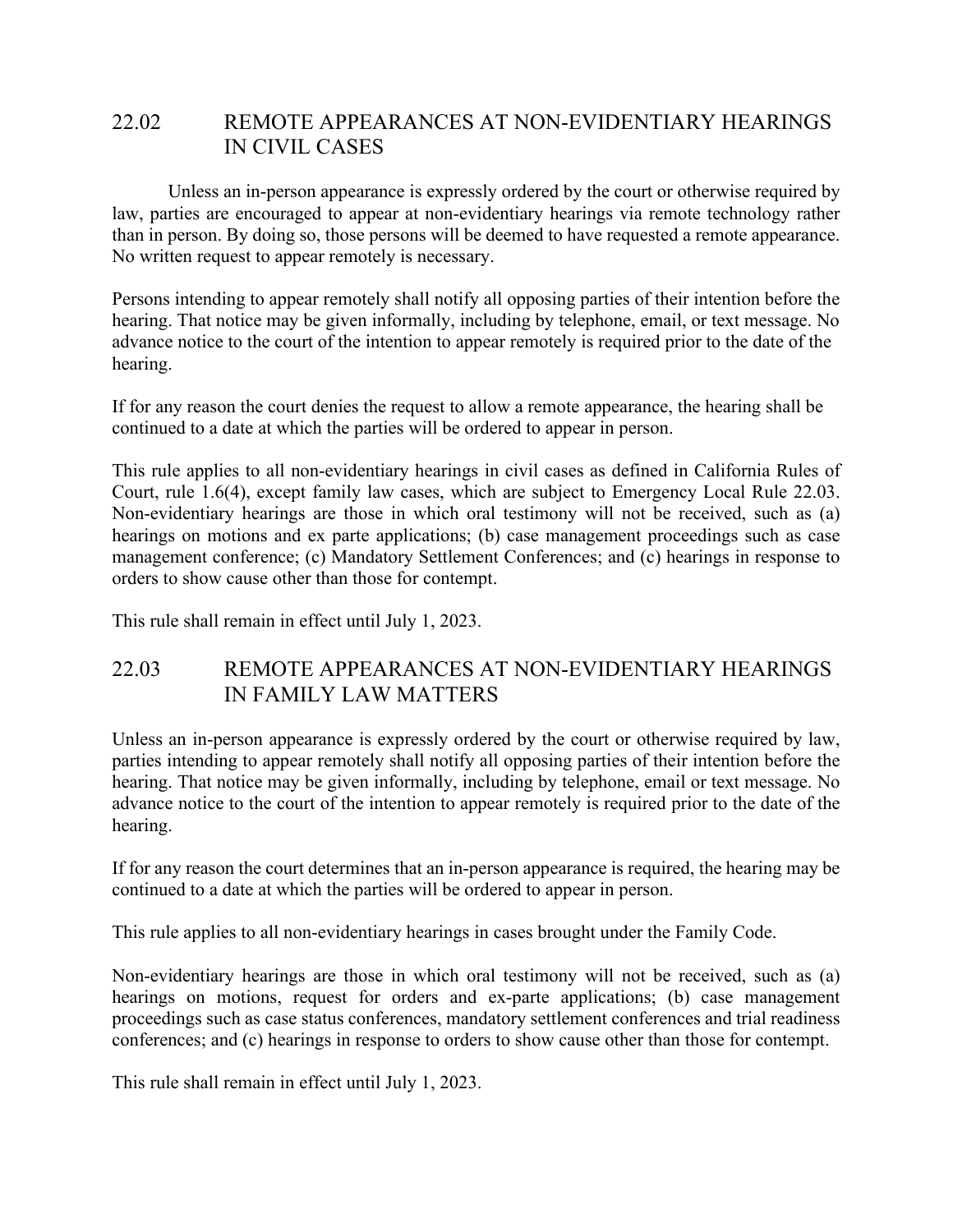## 22.02 REMOTE APPEARANCES AT NON-EVIDENTIARY HEARINGS IN CIVIL CASES

Unless an in-person appearance is expressly ordered by the court or otherwise required by law, parties are encouraged to appear at non-evidentiary hearings via remote technology rather than in person. By doing so, those persons will be deemed to have requested a remote appearance. No written request to appear remotely is necessary.

Persons intending to appear remotely shall notify all opposing parties of their intention before the hearing. That notice may be given informally, including by telephone, email, or text message. No advance notice to the court of the intention to appear remotely is required prior to the date of the hearing.

If for any reason the court denies the request to allow a remote appearance, the hearing shall be continued to a date at which the parties will be ordered to appear in person.

This rule applies to all non-evidentiary hearings in civil cases as defined in California Rules of Court, rule 1.6(4), except family law cases, which are subject to Emergency Local Rule 22.03. Non-evidentiary hearings are those in which oral testimony will not be received, such as (a) hearings on motions and ex parte applications; (b) case management proceedings such as case management conference; (c) Mandatory Settlement Conferences; and (c) hearings in response to orders to show cause other than those for contempt.

This rule shall remain in effect until July 1, 2023.

## 22.03 REMOTE APPEARANCES AT NON-EVIDENTIARY HEARINGS IN FAMILY LAW MATTERS

Unless an in-person appearance is expressly ordered by the court or otherwise required by law, parties intending to appear remotely shall notify all opposing parties of their intention before the hearing. That notice may be given informally, including by telephone, email or text message. No advance notice to the court of the intention to appear remotely is required prior to the date of the hearing.

If for any reason the court determines that an in-person appearance is required, the hearing may be continued to a date at which the parties will be ordered to appear in person.

This rule applies to all non-evidentiary hearings in cases brought under the Family Code.

Non-evidentiary hearings are those in which oral testimony will not be received, such as (a) hearings on motions, request for orders and ex-parte applications; (b) case management proceedings such as case status conferences, mandatory settlement conferences and trial readiness conferences; and (c) hearings in response to orders to show cause other than those for contempt.

This rule shall remain in effect until July 1, 2023.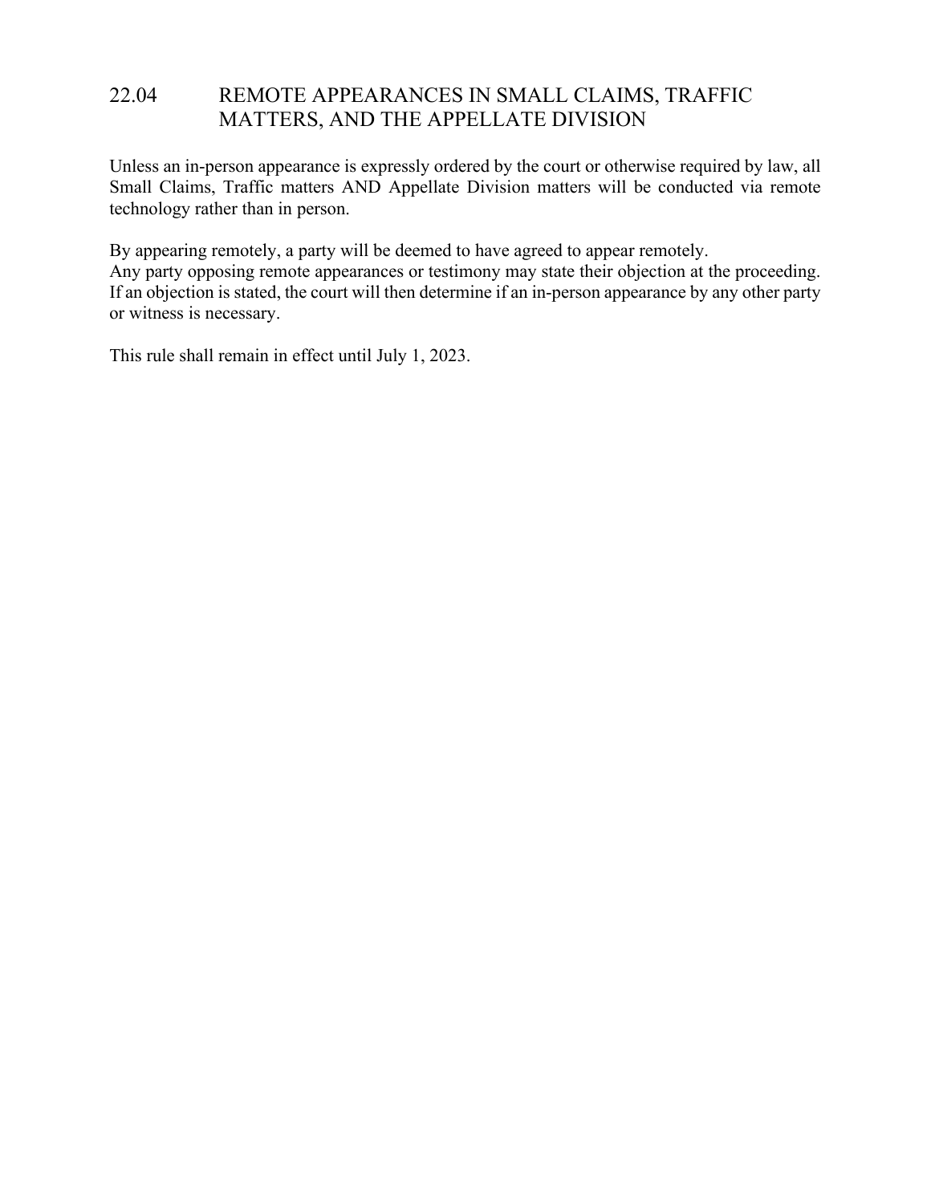## 22.04 REMOTE APPEARANCES IN SMALL CLAIMS, TRAFFIC MATTERS, AND THE APPELLATE DIVISION

Unless an in-person appearance is expressly ordered by the court or otherwise required by law, all Small Claims, Traffic matters AND Appellate Division matters will be conducted via remote technology rather than in person.

By appearing remotely, a party will be deemed to have agreed to appear remotely.
Any party opposing remote appearances or testimony may state their objection at the proceeding. If an objection is stated, the court will then determine if an in-person appearance by any other party or witness is necessary.

This rule shall remain in effect until July 1, 2023.